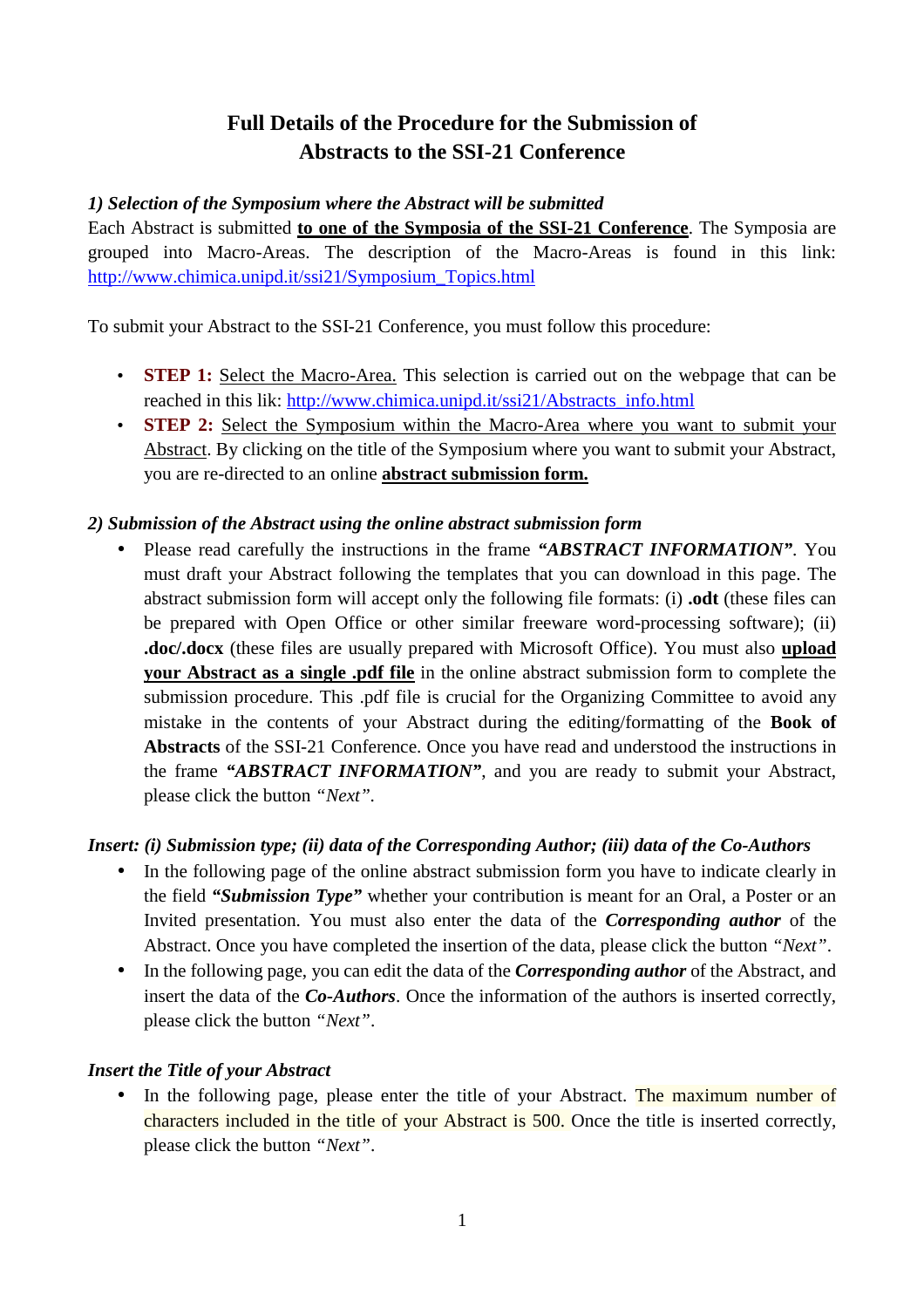# Full Details of the Procedure for the Submission of Abstracts to the SSI-21 Conference

### *1) Selection of the Symposium where the Abstract will be submitted*

Each Abstract is submitted **to one of the Symposia of the SSI-21 Conference**. The Symposia are grouped into Macro-Areas. The description of the Macro-Areas is found in this link: http://www.chimica.unipd.it/ssi21/Symposium_Topics.html

To submit your Abstract to the SSI-21 Conference, you must follow this procedure:

- **STEP 1:** Select the Macro-Area. This selection is carried out on the webpage that can be reached in this lik: http://www.chimica.unipd.it/ssi21/Abstracts_info.html
- **STEP 2:** Select the Symposium within the Macro-Area where you want to submit your Abstract. By clicking on the title of the Symposium where you want to submit your Abstract, you are re-directed to an online **abstract submission form.**

### *2) Submission of the Abstract using the online abstract submission form*

- Please read carefully the instructions in the frame ***"ABSTRACT INFORMATION"***. You must draft your Abstract following the templates that you can download in this page. The abstract submission form will accept only the following file formats: (i) **.odt** (these files can be prepared with Open Office or other similar freeware word-processing software); (ii) **.doc/.docx** (these files are usually prepared with Microsoft Office). You must also **upload your Abstract as a single .pdf file** in the online abstract submission form to complete the submission procedure. This .pdf file is crucial for the Organizing Committee to avoid any mistake in the contents of your Abstract during the editing/formatting of the **Book of Abstracts** of the SSI-21 Conference. Once you have read and understood the instructions in the frame ***"ABSTRACT INFORMATION"***, and you are ready to submit your Abstract, please click the button *"Next"*.

### *Insert: (i) Submission type; (ii) data of the Corresponding Author; (iii) data of the Co-Authors*

- In the following page of the online abstract submission form you have to indicate clearly in the field ***"Submission Type"*** whether your contribution is meant for an Oral, a Poster or an Invited presentation. You must also enter the data of the ***Corresponding author*** of the Abstract. Once you have completed the insertion of the data, please click the button *"Next"*.
- In the following page, you can edit the data of the ***Corresponding author*** of the Abstract, and insert the data of the ***Co-Authors***. Once the information of the authors is inserted correctly, please click the button *"Next"*.

### *Insert the Title of your Abstract*

- In the following page, please enter the title of your Abstract. The maximum number of characters included in the title of your Abstract is 500. Once the title is inserted correctly, please click the button *"Next"*.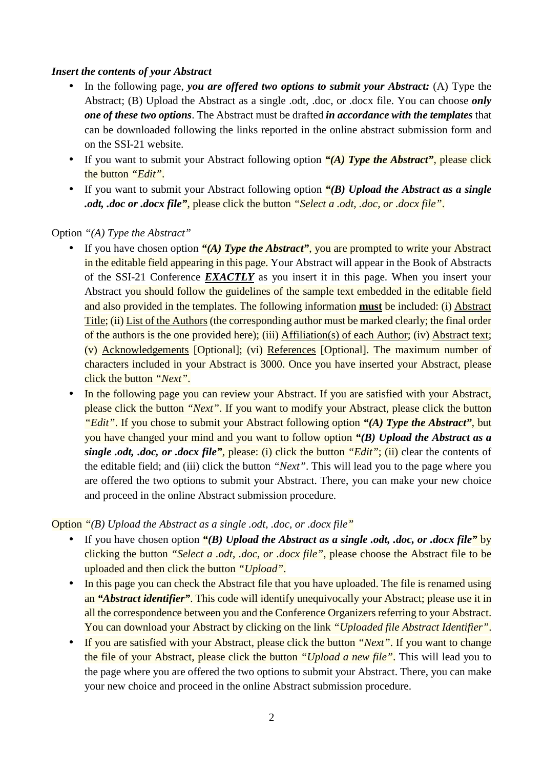***Insert the contents of your Abstract***

- In the following page, ***you are offered two options to submit your Abstract:*** (A) Type the Abstract; (B) Upload the Abstract as a single .odt, .doc, or .docx file. You can choose ***only one of these two options***. The Abstract must be drafted ***in accordance with the templates*** that can be downloaded following the links reported in the online abstract submission form and on the SSI-21 website.
- If you want to submit your Abstract following option ***"(A) Type the Abstract"***, please click the button *"Edit"*.
- If you want to submit your Abstract following option ***"(B) Upload the Abstract as a single .odt, .doc or .docx file"***, please click the button *"Select a .odt, .doc, or .docx file"*.

Option *"(A) Type the Abstract"*

- If you have chosen option ***"(A) Type the Abstract"***, you are prompted to write your Abstract in the editable field appearing in this page. Your Abstract will appear in the Book of Abstracts of the SSI-21 Conference ***EXACTLY*** as you insert it in this page. When you insert your Abstract you should follow the guidelines of the sample text embedded in the editable field and also provided in the templates. The following information **must** be included: (i) Abstract Title; (ii) List of the Authors (the corresponding author must be marked clearly; the final order of the authors is the one provided here); (iii) Affiliation(s) of each Author; (iv) Abstract text; (v) Acknowledgements [Optional]; (vi) References [Optional]. The maximum number of characters included in your Abstract is 3000. Once you have inserted your Abstract, please click the button *"Next"*.
- In the following page you can review your Abstract. If you are satisfied with your Abstract, please click the button *"Next"*. If you want to modify your Abstract, please click the button *"Edit"*. If you chose to submit your Abstract following option ***"(A) Type the Abstract"***, but you have changed your mind and you want to follow option ***"(B) Upload the Abstract as a single .odt, .doc, or .docx file"***, please: (i) click the button *"Edit"*; (ii) clear the contents of the editable field; and (iii) click the button *"Next"*. This will lead you to the page where you are offered the two options to submit your Abstract. There, you can make your new choice and proceed in the online Abstract submission procedure.

Option *"(B) Upload the Abstract as a single .odt, .doc, or .docx file"*

- If you have chosen option ***"(B) Upload the Abstract as a single .odt, .doc, or .docx file"*** by clicking the button *"Select a .odt, .doc, or .docx file"*, please choose the Abstract file to be uploaded and then click the button *"Upload"*.
- In this page you can check the Abstract file that you have uploaded. The file is renamed using an ***"Abstract identifier"***. This code will identify unequivocally your Abstract; please use it in all the correspondence between you and the Conference Organizers referring to your Abstract. You can download your Abstract by clicking on the link *"Uploaded file Abstract Identifier"*.
- If you are satisfied with your Abstract, please click the button *"Next"*. If you want to change the file of your Abstract, please click the button *"Upload a new file"*. This will lead you to the page where you are offered the two options to submit your Abstract. There, you can make your new choice and proceed in the online Abstract submission procedure.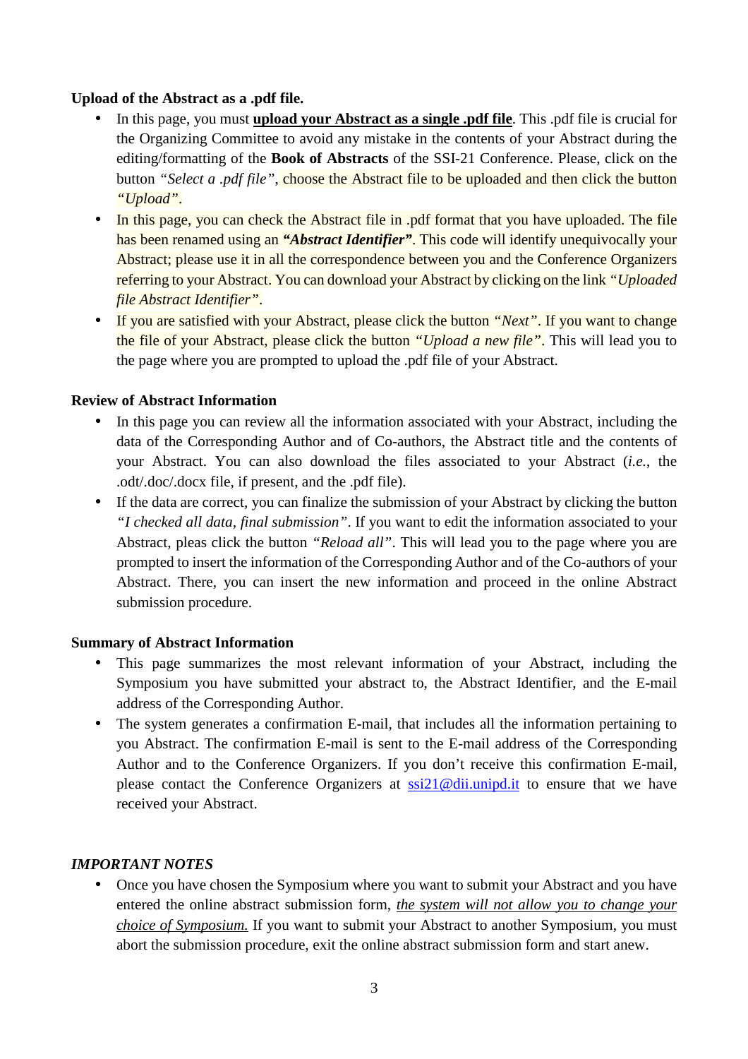**Upload of the Abstract as a .pdf file.**

- In this page, you must **upload your Abstract as a single .pdf file**. This .pdf file is crucial for the Organizing Committee to avoid any mistake in the contents of your Abstract during the editing/formatting of the **Book of Abstracts** of the SSI-21 Conference. Please, click on the button *"Select a .pdf file"*, choose the Abstract file to be uploaded and then click the button *"Upload"*.
- In this page, you can check the Abstract file in .pdf format that you have uploaded. The file has been renamed using an ***"Abstract Identifier"***. This code will identify unequivocally your Abstract; please use it in all the correspondence between you and the Conference Organizers referring to your Abstract. You can download your Abstract by clicking on the link *"Uploaded file Abstract Identifier"*.
- If you are satisfied with your Abstract, please click the button *"Next"*. If you want to change the file of your Abstract, please click the button *"Upload a new file"*. This will lead you to the page where you are prompted to upload the .pdf file of your Abstract.

**Review of Abstract Information**

- In this page you can review all the information associated with your Abstract, including the data of the Corresponding Author and of Co-authors, the Abstract title and the contents of your Abstract. You can also download the files associated to your Abstract (*i.e.*, the .odt/.doc/.docx file, if present, and the .pdf file).
- If the data are correct, you can finalize the submission of your Abstract by clicking the button *"I checked all data, final submission"*. If you want to edit the information associated to your Abstract, pleas click the button *"Reload all"*. This will lead you to the page where you are prompted to insert the information of the Corresponding Author and of the Co-authors of your Abstract. There, you can insert the new information and proceed in the online Abstract submission procedure.

**Summary of Abstract Information**

- This page summarizes the most relevant information of your Abstract, including the Symposium you have submitted your abstract to, the Abstract Identifier, and the E-mail address of the Corresponding Author.
- The system generates a confirmation E-mail, that includes all the information pertaining to you Abstract. The confirmation E-mail is sent to the E-mail address of the Corresponding Author and to the Conference Organizers. If you don't receive this confirmation E-mail, please contact the Conference Organizers at ssi21@dii.unipd.it to ensure that we have received your Abstract.

***IMPORTANT NOTES***

- Once you have chosen the Symposium where you want to submit your Abstract and you have entered the online abstract submission form, *the system will not allow you to change your choice of Symposium.* If you want to submit your Abstract to another Symposium, you must abort the submission procedure, exit the online abstract submission form and start anew.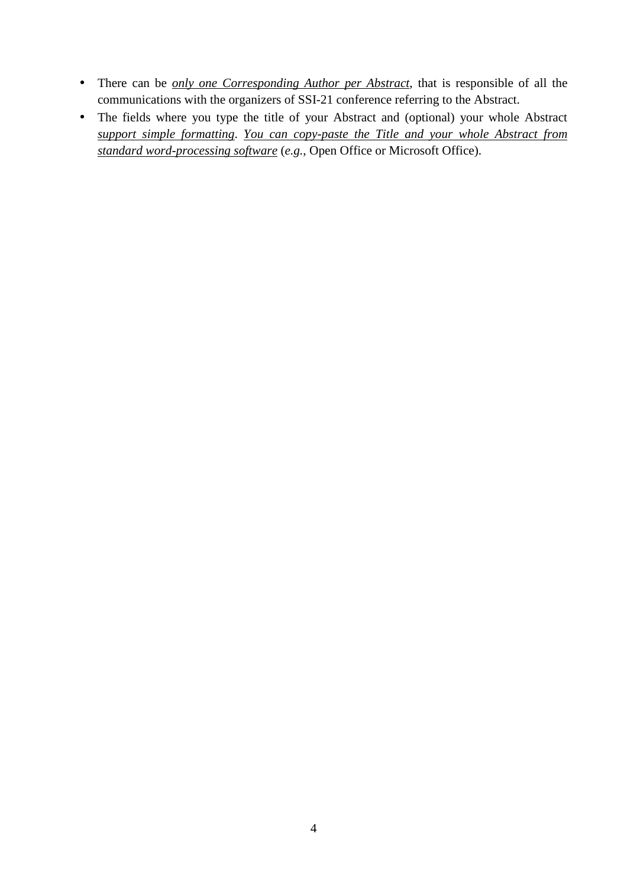- There can be *<u>only one Corresponding Author per Abstract</u>*, that is responsible of all the communications with the organizers of SSI-21 conference referring to the Abstract.
- The fields where you type the title of your Abstract and (optional) your whole Abstract *<u>support simple formatting</u>*. *<u>You can copy-paste the Title and your whole Abstract from standard word-processing software</u>* (*e.g.*, Open Office or Microsoft Office).